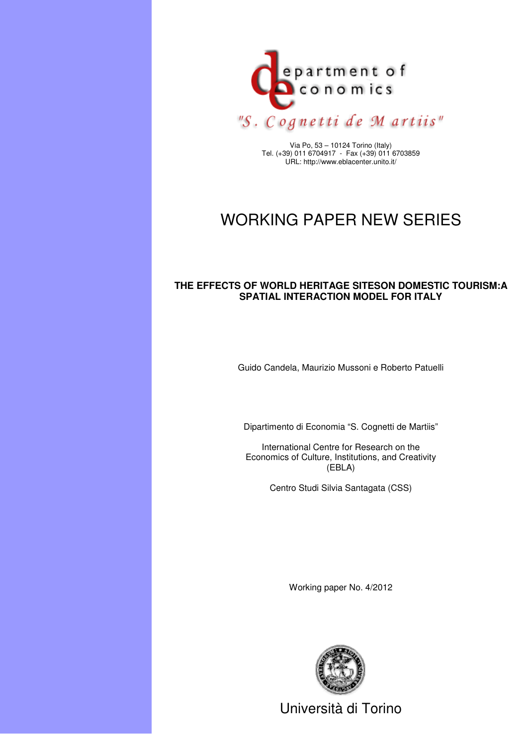department of economics

"S. Cognetti de Martiis"

Via Po, 53 – 10124 Torino (Italy)
Tel. (+39) 011 6704917 - Fax (+39) 011 6703859
URL: http://www.eblacenter.unito.it/

# WORKING PAPER NEW SERIES

**THE EFFECTS OF WORLD HERITAGE SITESON DOMESTIC TOURISM:A SPATIAL INTERACTION MODEL FOR ITALY**

Guido Candela, Maurizio Mussoni e Roberto Patuelli

Dipartimento di Economia "S. Cognetti de Martiis"

International Centre for Research on the Economics of Culture, Institutions, and Creativity (EBLA)

Centro Studi Silvia Santagata (CSS)

Working paper No. 4/2012

Università di Torino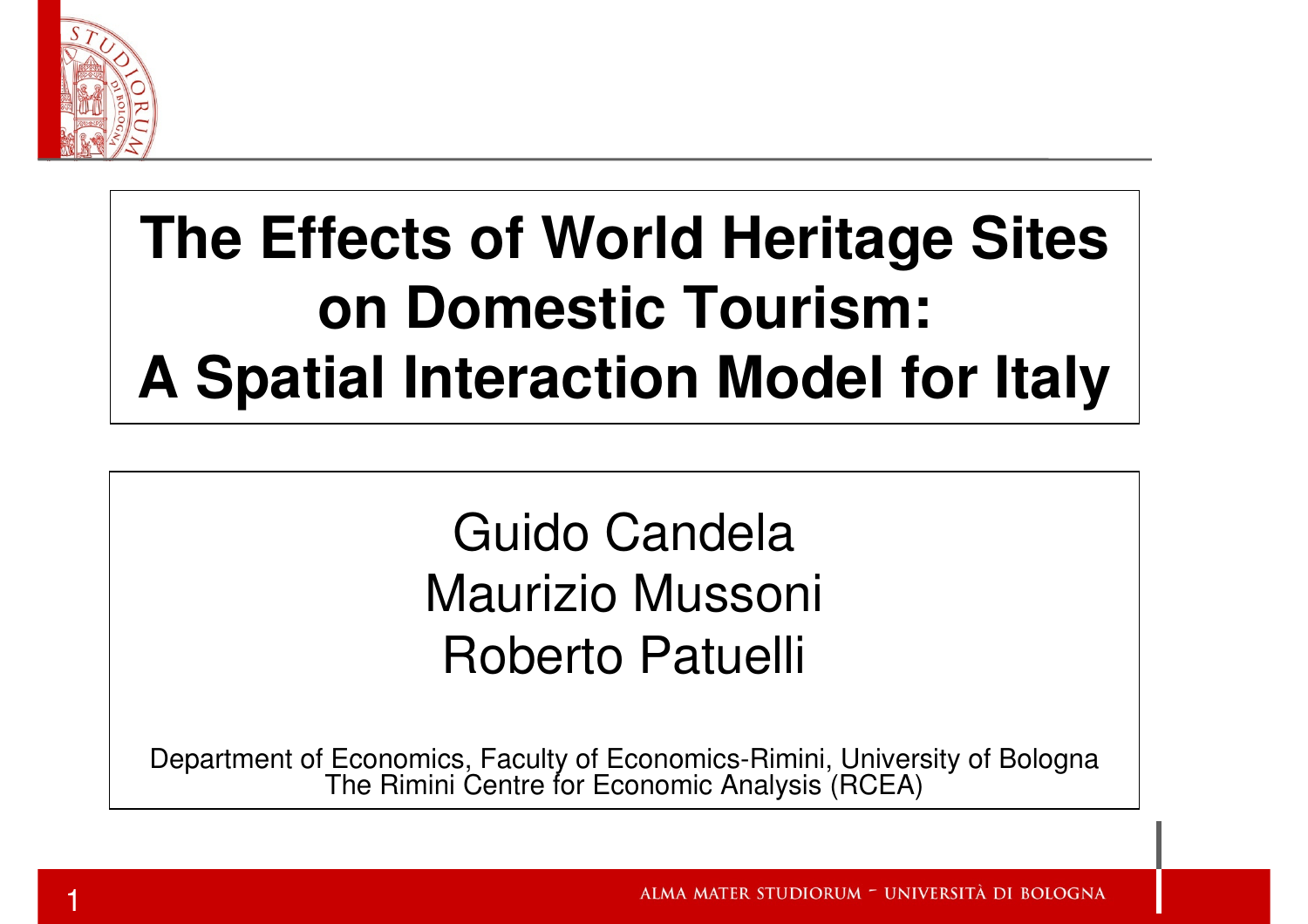# The Effects of World Heritage Sites on Domestic Tourism: A Spatial Interaction Model for Italy

Guido Candela
Maurizio Mussoni
Roberto Patuelli

Department of Economics, Faculty of Economics-Rimini, University of Bologna
The Rimini Centre for Economic Analysis (RCEA)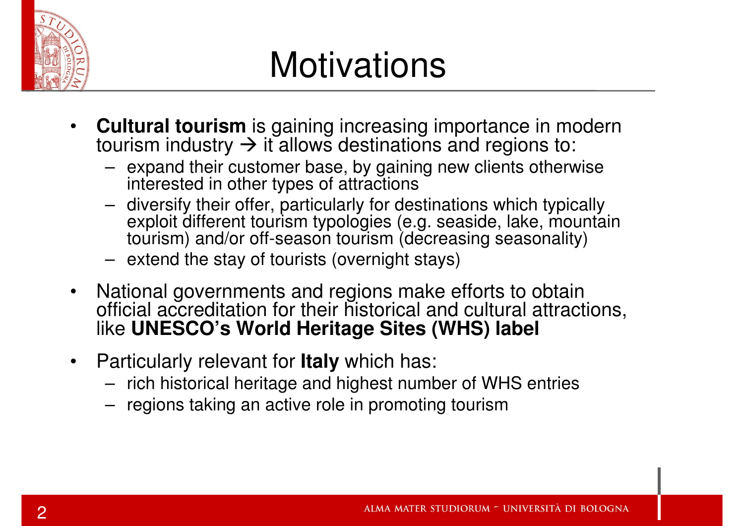# Motivations

- **Cultural tourism** is gaining increasing importance in modern tourism industry → it allows destinations and regions to:
  - expand their customer base, by gaining new clients otherwise interested in other types of attractions
  - diversify their offer, particularly for destinations which typically exploit different tourism typologies (e.g. seaside, lake, mountain tourism) and/or off-season tourism (decreasing seasonality)
  - extend the stay of tourists (overnight stays)
- National governments and regions make efforts to obtain official accreditation for their historical and cultural attractions, like **UNESCO's World Heritage Sites (WHS) label**
- Particularly relevant for **Italy** which has:
  - rich historical heritage and highest number of WHS entries
  - regions taking an active role in promoting tourism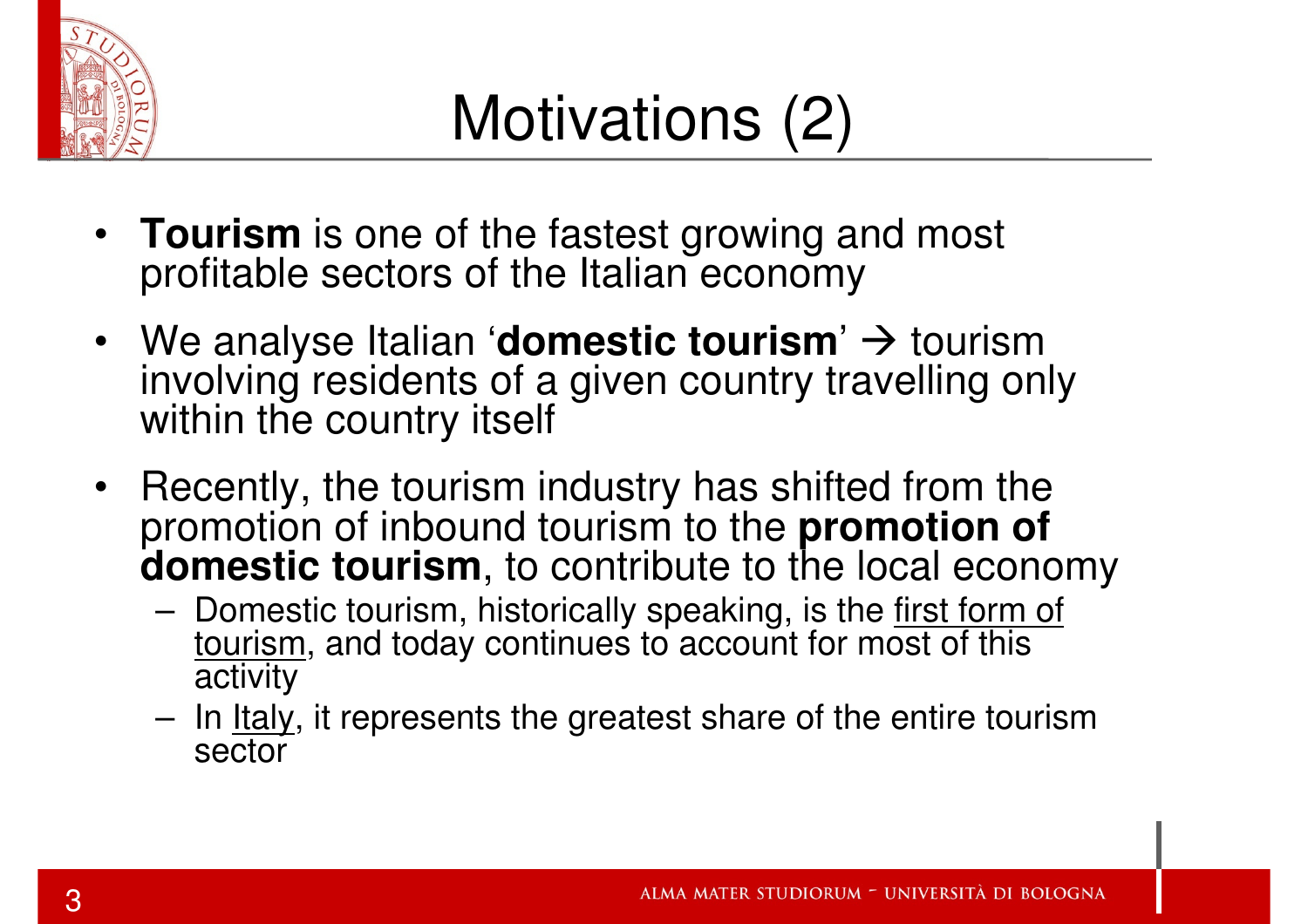# Motivations (2)

- **Tourism** is one of the fastest growing and most profitable sectors of the Italian economy
- We analyse Italian '**domestic tourism**' → tourism involving residents of a given country travelling only within the country itself
- Recently, the tourism industry has shifted from the promotion of inbound tourism to the **promotion of domestic tourism**, to contribute to the local economy
  - Domestic tourism, historically speaking, is the <u>first form of tourism</u>, and today continues to account for most of this activity
  - In <u>Italy</u>, it represents the greatest share of the entire tourism sector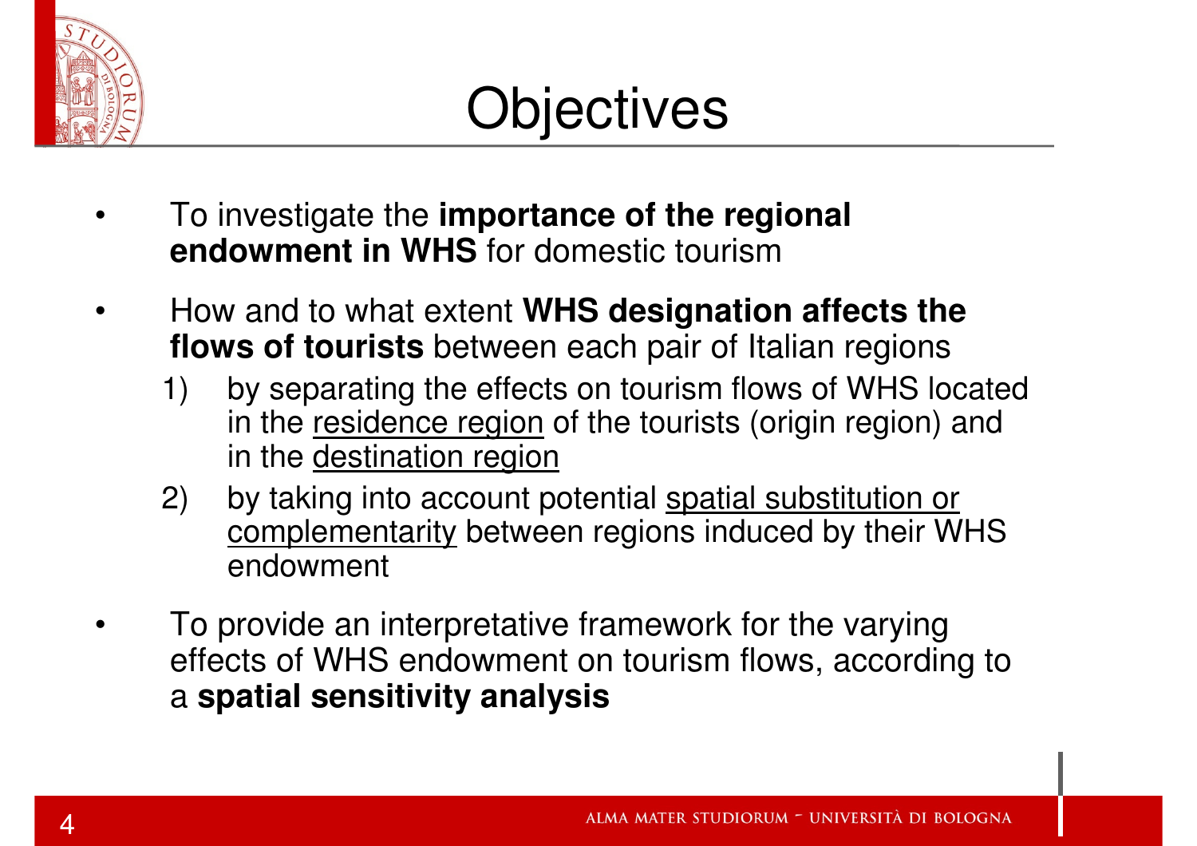# Objectives

- To investigate the **importance of the regional endowment in WHS** for domestic tourism
- How and to what extent **WHS designation affects the flows of tourists** between each pair of Italian regions
  1) by separating the effects on tourism flows of WHS located in the residence region of the tourists (origin region) and in the destination region
  2) by taking into account potential spatial substitution or complementarity between regions induced by their WHS endowment
- To provide an interpretative framework for the varying effects of WHS endowment on tourism flows, according to a **spatial sensitivity analysis**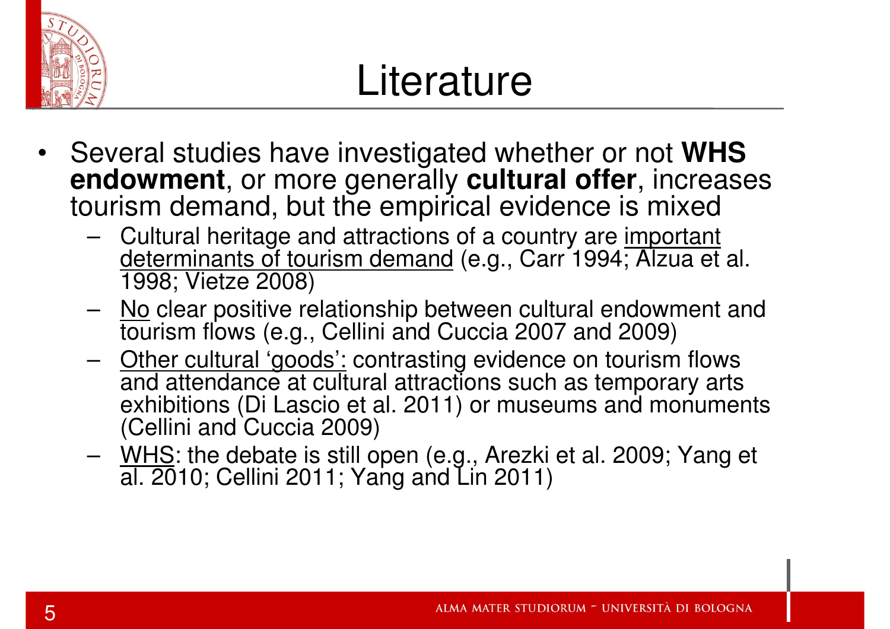# Literature

- Several studies have investigated whether or not **WHS endowment**, or more generally **cultural offer**, increases tourism demand, but the empirical evidence is mixed
  - Cultural heritage and attractions of a country are <u>important determinants of tourism demand</u> (e.g., Carr 1994; Alzua et al. 1998; Vietze 2008)
  - <u>No</u> clear positive relationship between cultural endowment and tourism flows (e.g., Cellini and Cuccia 2007 and 2009)
  - <u>Other cultural 'goods':</u> contrasting evidence on tourism flows and attendance at cultural attractions such as temporary arts exhibitions (Di Lascio et al. 2011) or museums and monuments (Cellini and Cuccia 2009)
  - <u>WHS</u>: the debate is still open (e.g., Arezki et al. 2009; Yang et al. 2010; Cellini 2011; Yang and Lin 2011)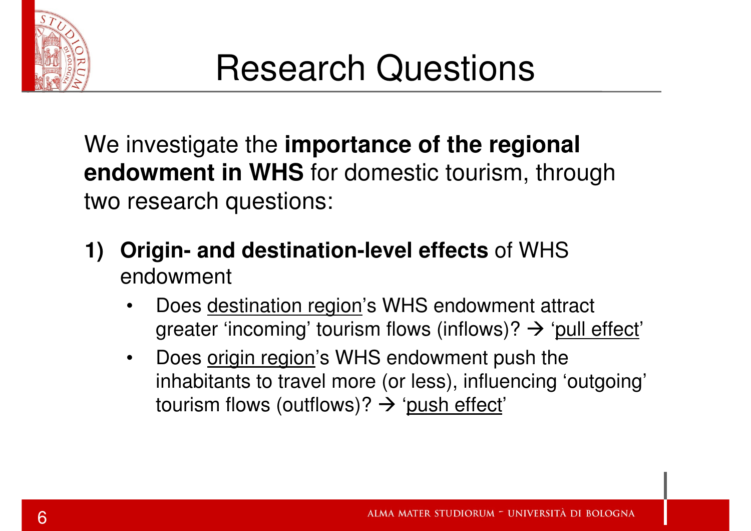# Research Questions

We investigate the **importance of the regional endowment in WHS** for domestic tourism, through two research questions:

1) **Origin- and destination-level effects** of WHS endowment
   - Does destination region's WHS endowment attract greater 'incoming' tourism flows (inflows)? → 'pull effect'
   - Does origin region's WHS endowment push the inhabitants to travel more (or less), influencing 'outgoing' tourism flows (outflows)? → 'push effect'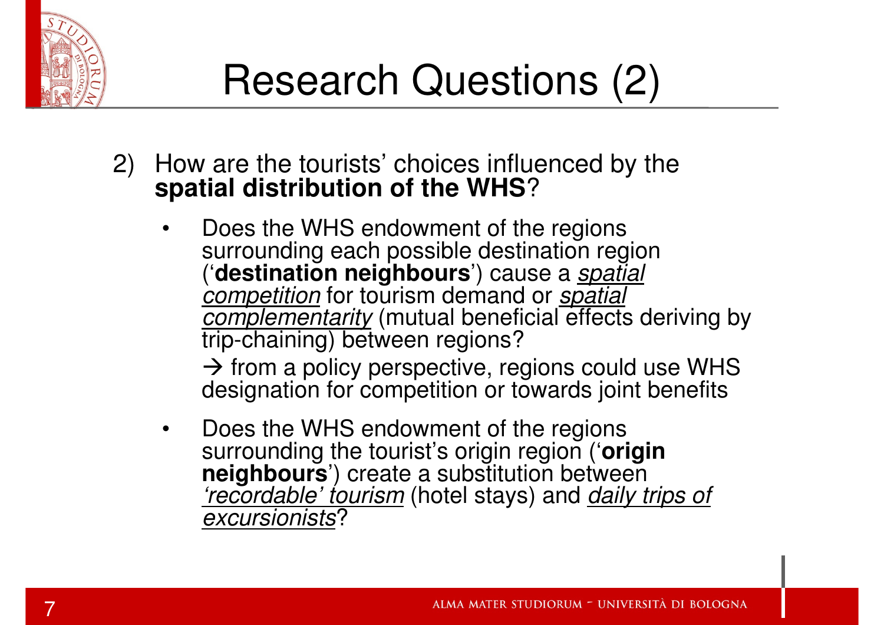# Research Questions (2)

2) How are the tourists' choices influenced by the **spatial distribution of the WHS**?

- Does the WHS endowment of the regions surrounding each possible destination region ('**destination neighbours**') cause a *spatial competition* for tourism demand or *spatial complementarity* (mutual beneficial effects deriving by trip-chaining) between regions?

  → from a policy perspective, regions could use WHS designation for competition or towards joint benefits

- Does the WHS endowment of the regions surrounding the tourist's origin region ('**origin neighbours**') create a substitution between *'recordable' tourism* (hotel stays) and *daily trips of excursionists*?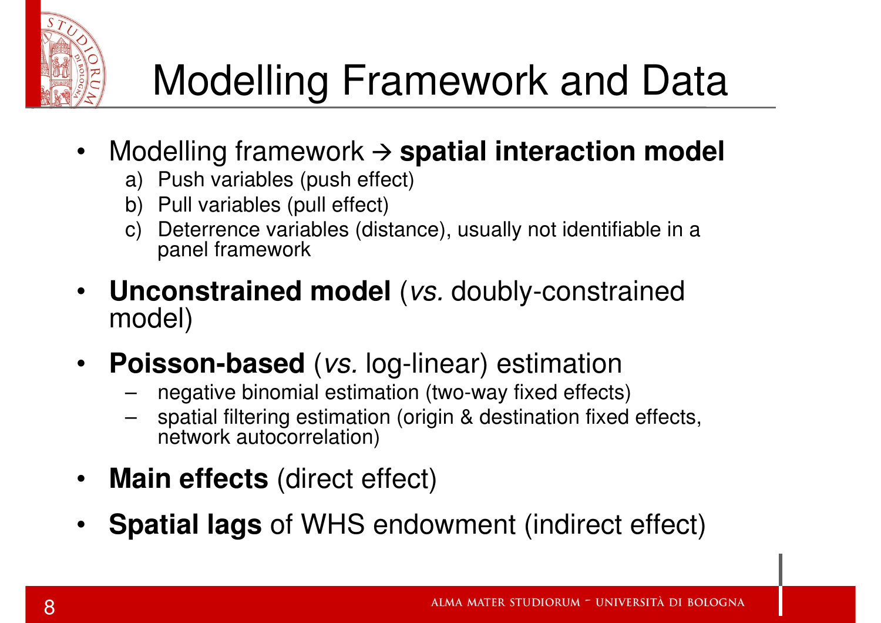# Modelling Framework and Data

- Modelling framework → **spatial interaction model**
  a) Push variables (push effect)
  b) Pull variables (pull effect)
  c) Deterrence variables (distance), usually not identifiable in a panel framework
- **Unconstrained model** (*vs.* doubly-constrained model)
- **Poisson-based** (*vs.* log-linear) estimation
  - negative binomial estimation (two-way fixed effects)
  - spatial filtering estimation (origin & destination fixed effects, network autocorrelation)
- **Main effects** (direct effect)
- **Spatial lags** of WHS endowment (indirect effect)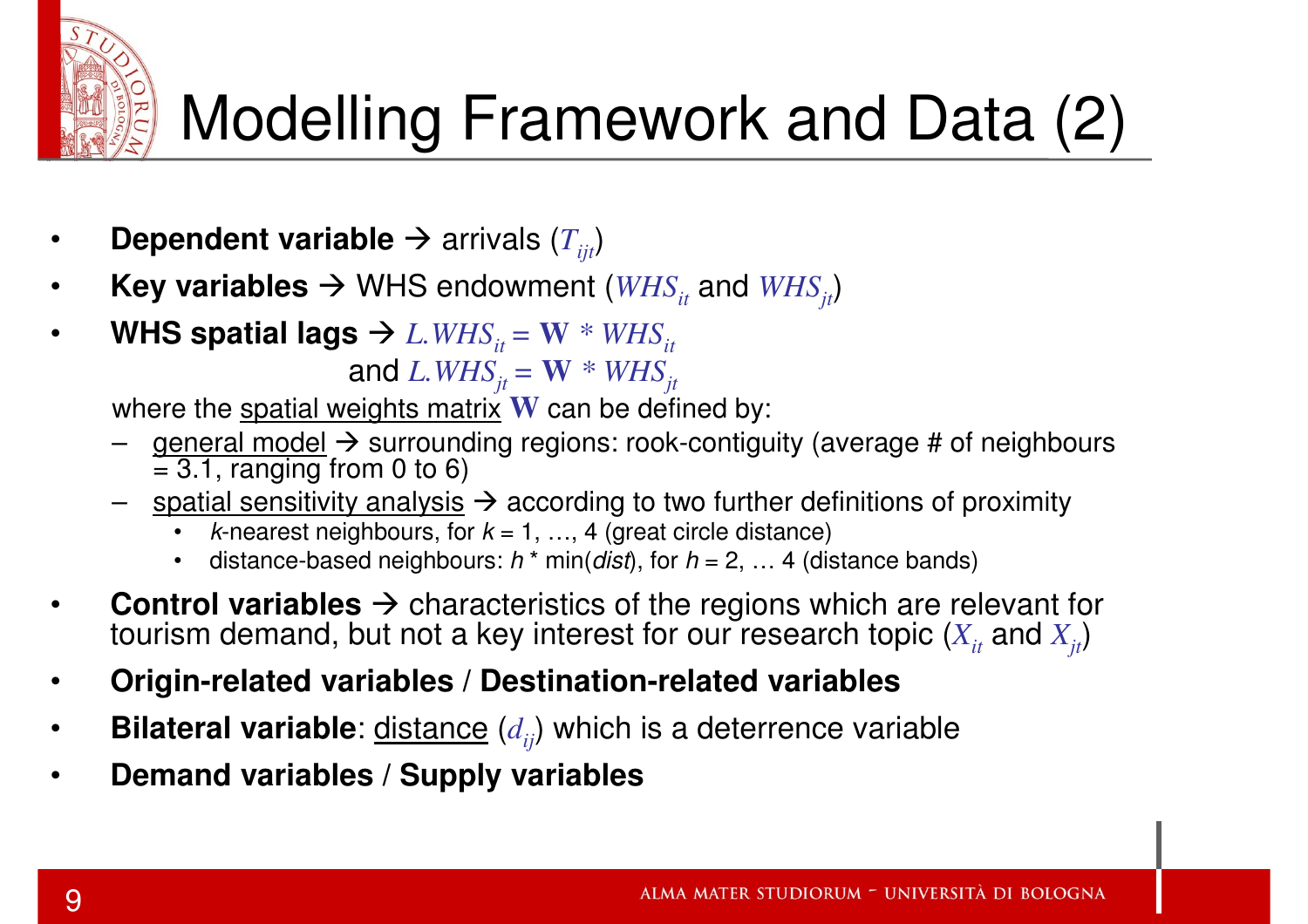# Modelling Framework and Data (2)

- **Dependent variable** → arrivals ($T_{ijt}$)
- **Key variables** → WHS endowment ($WHS_{it}$ and $WHS_{jt}$)
- **WHS spatial lags** → $L.WHS_{it} = \mathbf{W} * WHS_{it}$ and $L.WHS_{jt} = \mathbf{W} * WHS_{jt}$

  where the <u>spatial weights matrix</u> $\mathbf{W}$ can be defined by:
  - <u>general model</u> → surrounding regions: rook-contiguity (average # of neighbours = 3.1, ranging from 0 to 6)
  - <u>spatial sensitivity analysis</u> → according to two further definitions of proximity
    - *k*-nearest neighbours, for $k = 1, \ldots, 4$ (great circle distance)
    - distance-based neighbours: $h * \min(dist)$, for $h = 2, \ldots 4$ (distance bands)
- **Control variables** → characteristics of the regions which are relevant for tourism demand, but not a key interest for our research topic ($X_{it}$ and $X_{jt}$)
- **Origin-related variables / Destination-related variables**
- **Bilateral variable**: <u>distance</u> ($d_{ij}$) which is a deterrence variable
- **Demand variables / Supply variables**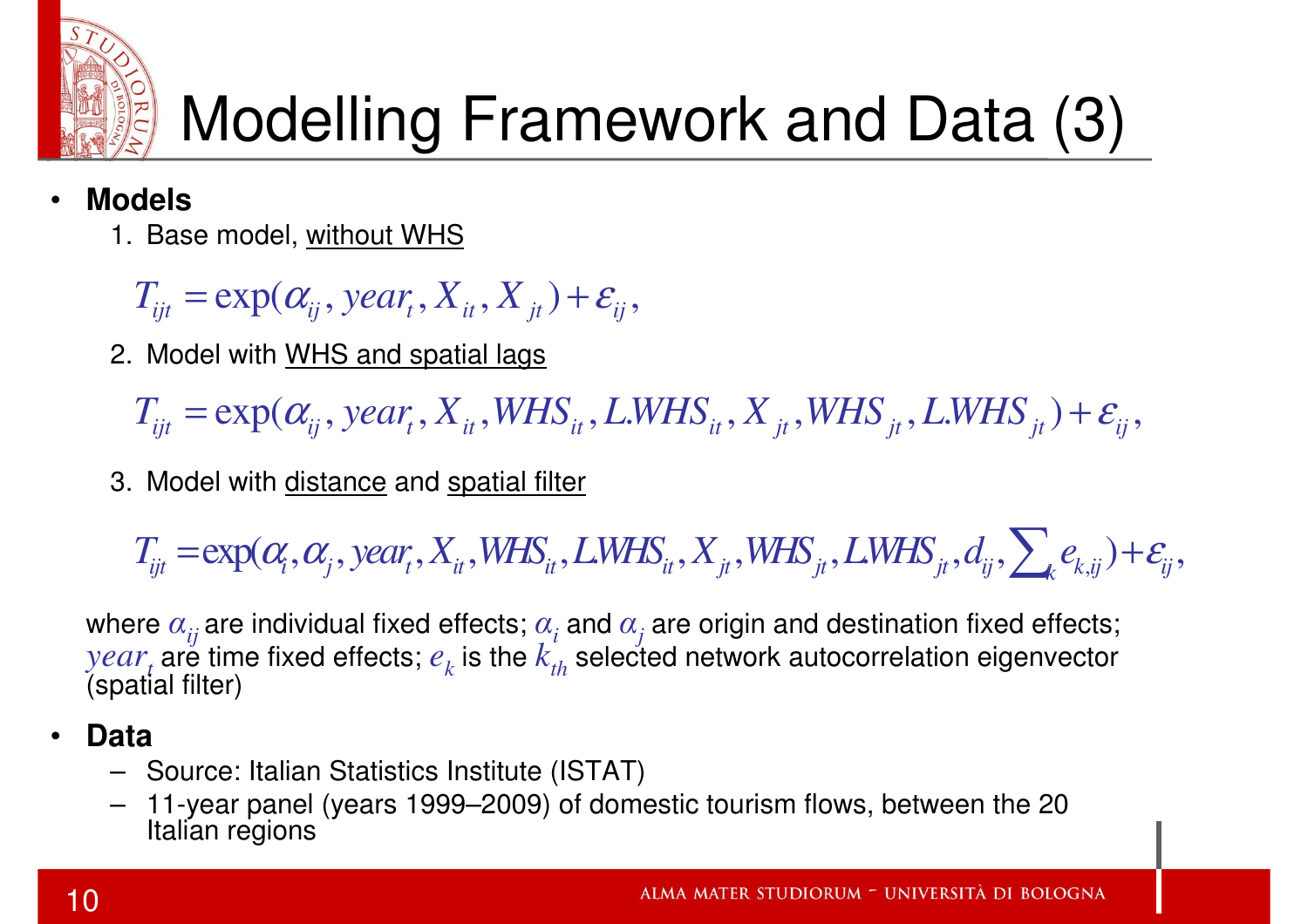# Modelling Framework and Data (3)

- **Models**
  1. Base model, without WHS

$$T_{ijt} = \exp(\alpha_{ij}, year_t, X_{it}, X_{jt}) + \varepsilon_{ij},$$

  2. Model with WHS and spatial lags

$$T_{ijt} = \exp(\alpha_{ij}, year_t, X_{it}, WHS_{it}, L.WHS_{it}, X_{jt}, WHS_{jt}, L.WHS_{jt}) + \varepsilon_{ij},$$

  3. Model with distance and spatial filter

$$T_{ijt} = \exp(\alpha_i, \alpha_j, year_t, X_{it}, WHS_{it}, L.WHS_{it}, X_{jt}, WHS_{jt}, L.WHS_{jt}, d_{ij}, \sum_k e_{k,ij}) + \varepsilon_{ij},$$

  where $\alpha_{ij}$ are individual fixed effects; $\alpha_i$ and $\alpha_j$ are origin and destination fixed effects; $year_t$ are time fixed effects; $e_k$ is the $k_{th}$ selected network autocorrelation eigenvector (spatial filter)

- **Data**
  - Source: Italian Statistics Institute (ISTAT)
  - 11-year panel (years 1999–2009) of domestic tourism flows, between the 20 Italian regions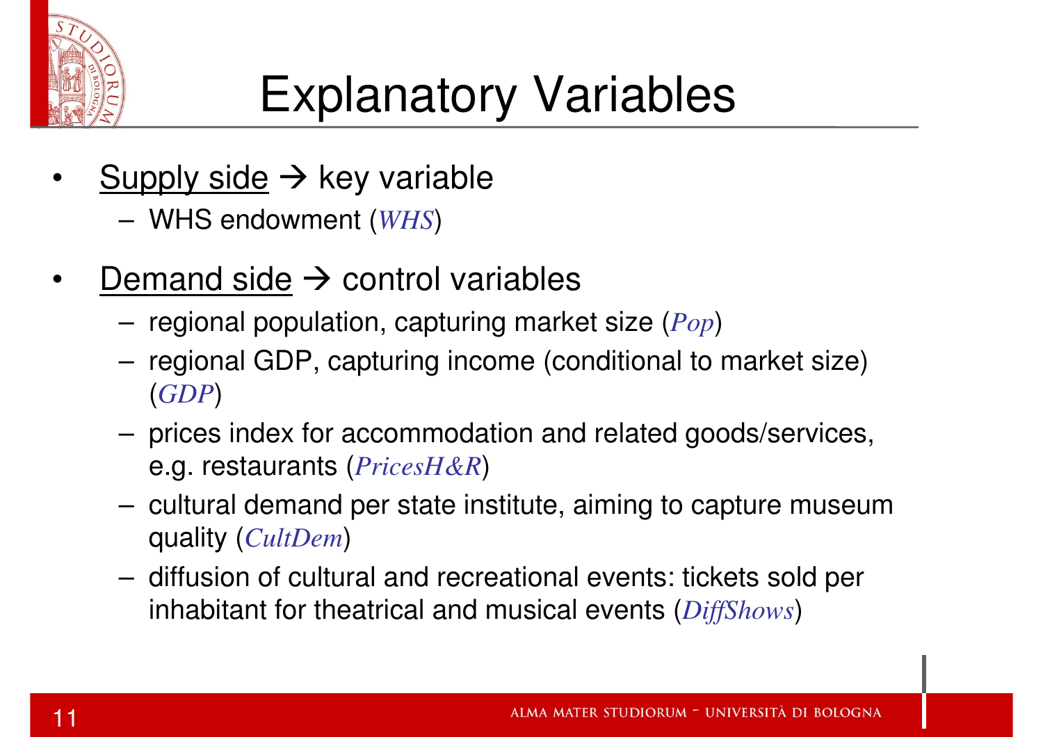# Explanatory Variables

- Supply side → key variable
  - WHS endowment (*WHS*)

- Demand side → control variables
  - regional population, capturing market size (*Pop*)
  - regional GDP, capturing income (conditional to market size) (*GDP*)
  - prices index for accommodation and related goods/services, e.g. restaurants (*PricesH&R*)
  - cultural demand per state institute, aiming to capture museum quality (*CultDem*)
  - diffusion of cultural and recreational events: tickets sold per inhabitant for theatrical and musical events (*DiffShows*)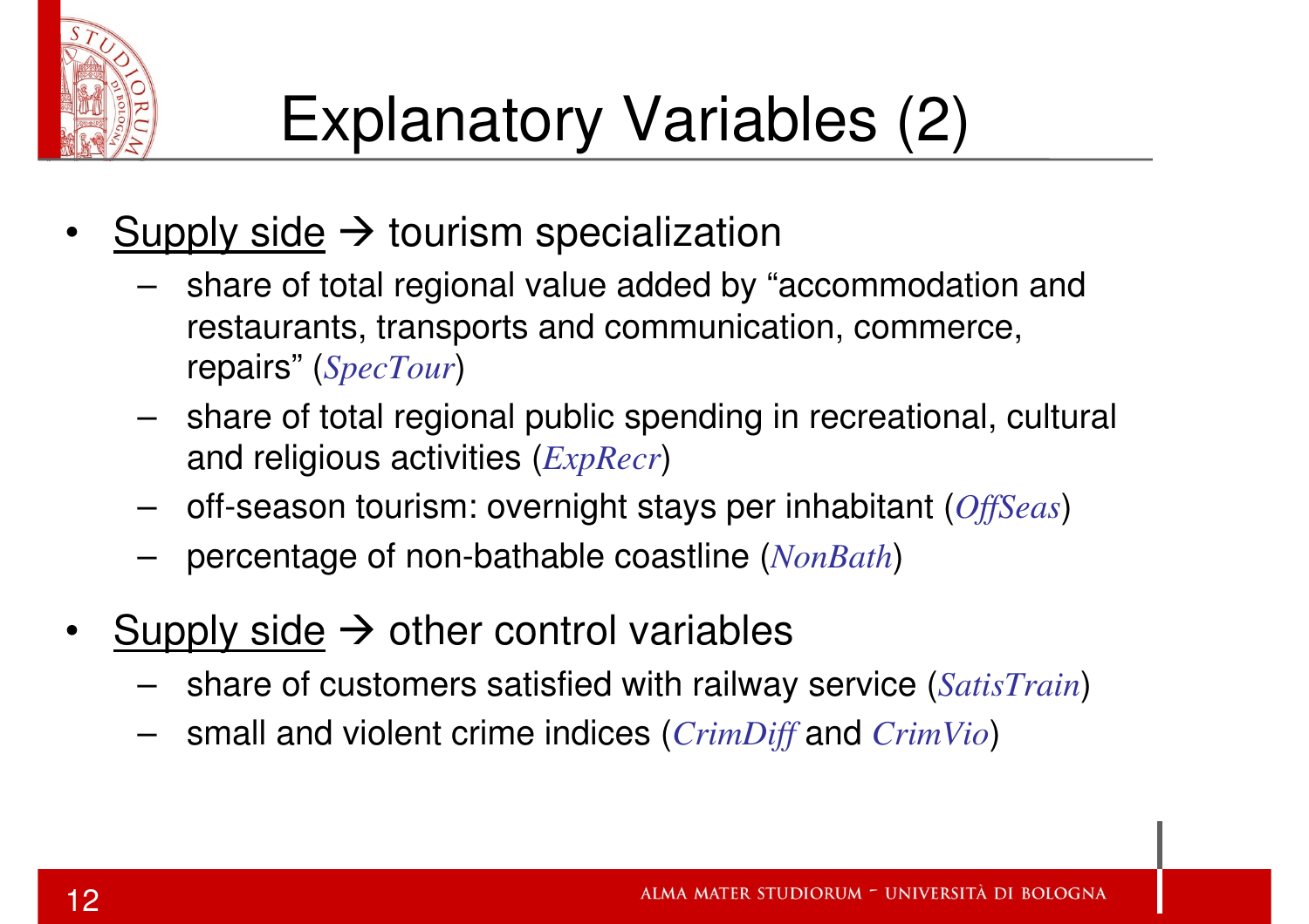# Explanatory Variables (2)

- Supply side → tourism specialization
  - share of total regional value added by "accommodation and restaurants, transports and communication, commerce, repairs" (*SpecTour*)
  - share of total regional public spending in recreational, cultural and religious activities (*ExpRecr*)
  - off-season tourism: overnight stays per inhabitant (*OffSeas*)
  - percentage of non-bathable coastline (*NonBath*)
- Supply side → other control variables
  - share of customers satisfied with railway service (*SatisTrain*)
  - small and violent crime indices (*CrimDiff* and *CrimVio*)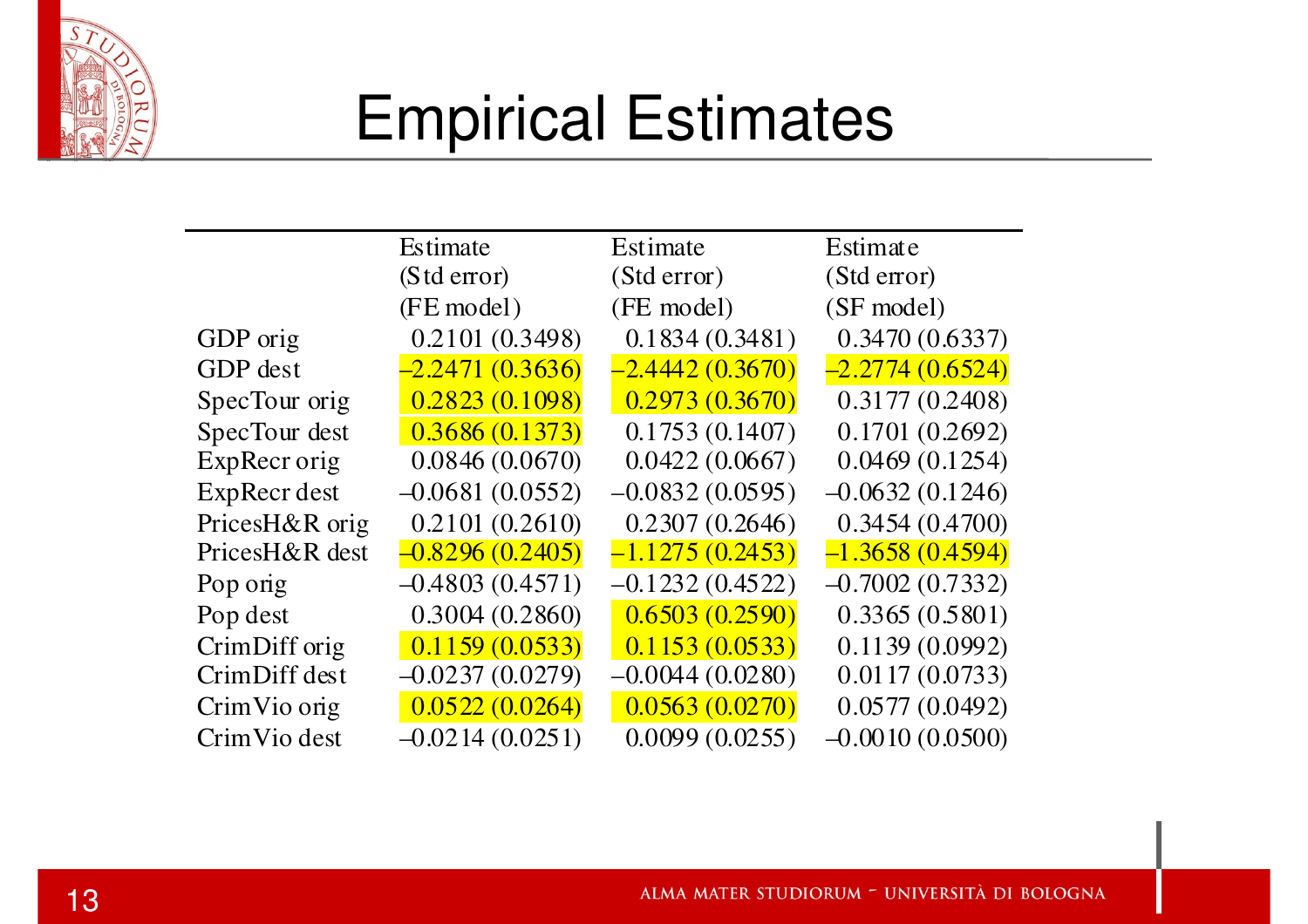# Empirical Estimates

| | Estimate (Std error) (FE model) | Estimate (Std error) (FE model) | Estimate (Std error) (SF model) |
|---|---|---|---|
| GDP orig | 0.2101 (0.3498) | 0.1834 (0.3481) | 0.3470 (0.6337) |
| GDP dest | −2.2471 (0.3636) | −2.4442 (0.3670) | −2.2774 (0.6524) |
| SpecTour orig | 0.2823 (0.1098) | 0.2973 (0.3670) | 0.3177 (0.2408) |
| SpecTour dest | 0.3686 (0.1373) | 0.1753 (0.1407) | 0.1701 (0.2692) |
| ExpRecr orig | 0.0846 (0.0670) | 0.0422 (0.0667) | 0.0469 (0.1254) |
| ExpRecr dest | −0.0681 (0.0552) | −0.0832 (0.0595) | −0.0632 (0.1246) |
| PricesH&R orig | 0.2101 (0.2610) | 0.2307 (0.2646) | 0.3454 (0.4700) |
| PricesH&R dest | −0.8296 (0.2405) | −1.1275 (0.2453) | −1.3658 (0.4594) |
| Pop orig | −0.4803 (0.4571) | −0.1232 (0.4522) | −0.7002 (0.7332) |
| Pop dest | 0.3004 (0.2860) | 0.6503 (0.2590) | 0.3365 (0.5801) |
| CrimDiff orig | 0.1159 (0.0533) | 0.1153 (0.0533) | 0.1139 (0.0992) |
| CrimDiff dest | −0.0237 (0.0279) | −0.0044 (0.0280) | 0.0117 (0.0733) |
| CrimVio orig | 0.0522 (0.0264) | 0.0563 (0.0270) | 0.0577 (0.0492) |
| CrimVio dest | −0.0214 (0.0251) | 0.0099 (0.0255) | −0.0010 (0.0500) |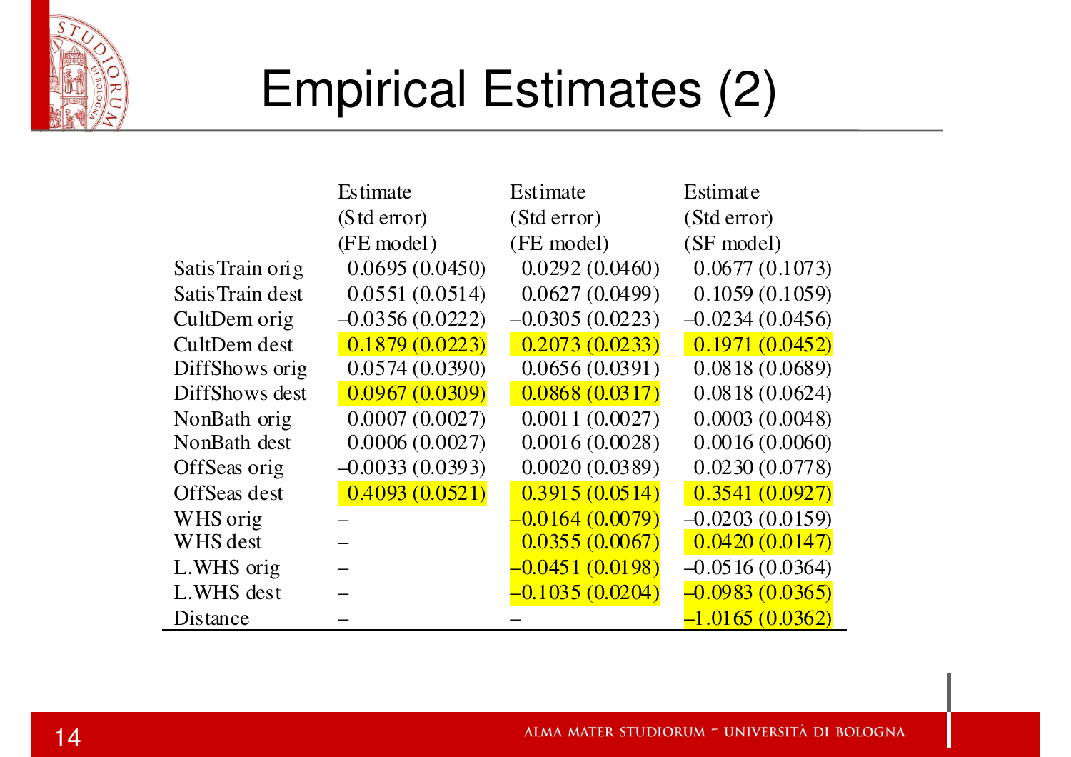# Empirical Estimates (2)

| | Estimate (Std error) (FE model) | Estimate (Std error) (FE model) | Estimate (Std error) (SF model) |
|---|---|---|---|
| SatisTrain orig | 0.0695 (0.0450) | 0.0292 (0.0460) | 0.0677 (0.1073) |
| SatisTrain dest | 0.0551 (0.0514) | 0.0627 (0.0499) | 0.1059 (0.1059) |
| CultDem orig | –0.0356 (0.0222) | –0.0305 (0.0223) | –0.0234 (0.0456) |
| CultDem dest | 0.1879 (0.0223) | 0.2073 (0.0233) | 0.1971 (0.0452) |
| DiffShows orig | 0.0574 (0.0390) | 0.0656 (0.0391) | 0.0818 (0.0689) |
| DiffShows dest | 0.0967 (0.0309) | 0.0868 (0.0317) | 0.0818 (0.0624) |
| NonBath orig | 0.0007 (0.0027) | 0.0011 (0.0027) | 0.0003 (0.0048) |
| NonBath dest | 0.0006 (0.0027) | 0.0016 (0.0028) | 0.0016 (0.0060) |
| OffSeas orig | –0.0033 (0.0393) | 0.0020 (0.0389) | 0.0230 (0.0778) |
| OffSeas dest | 0.4093 (0.0521) | 0.3915 (0.0514) | 0.3541 (0.0927) |
| WHS orig | – | –0.0164 (0.0079) | –0.0203 (0.0159) |
| WHS dest | – | 0.0355 (0.0067) | 0.0420 (0.0147) |
| L.WHS orig | – | –0.0451 (0.0198) | –0.0516 (0.0364) |
| L.WHS dest | – | –0.1035 (0.0204) | –0.0983 (0.0365) |
| Distance | – | – | –1.0165 (0.0362) |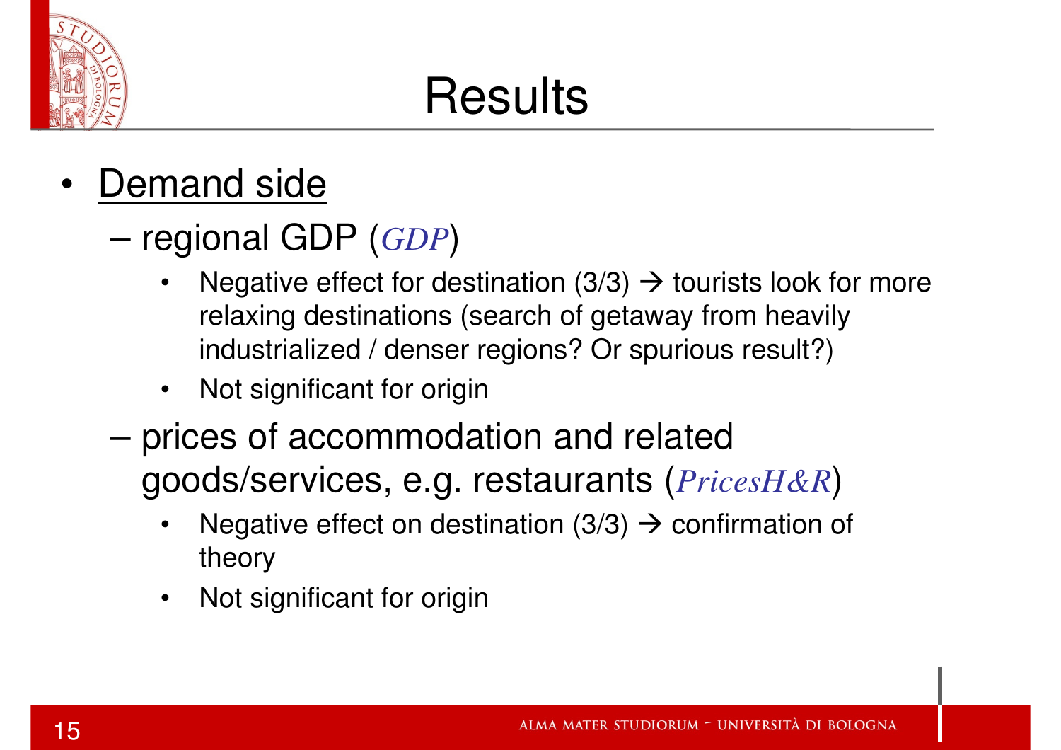# Results

- <u>Demand side</u>
  - regional GDP (*GDP*)
    - Negative effect for destination (3/3) → tourists look for more relaxing destinations (search of getaway from heavily industrialized / denser regions? Or spurious result?)
    - Not significant for origin
  - prices of accommodation and related goods/services, e.g. restaurants (*PricesH&R*)
    - Negative effect on destination (3/3) → confirmation of theory
    - Not significant for origin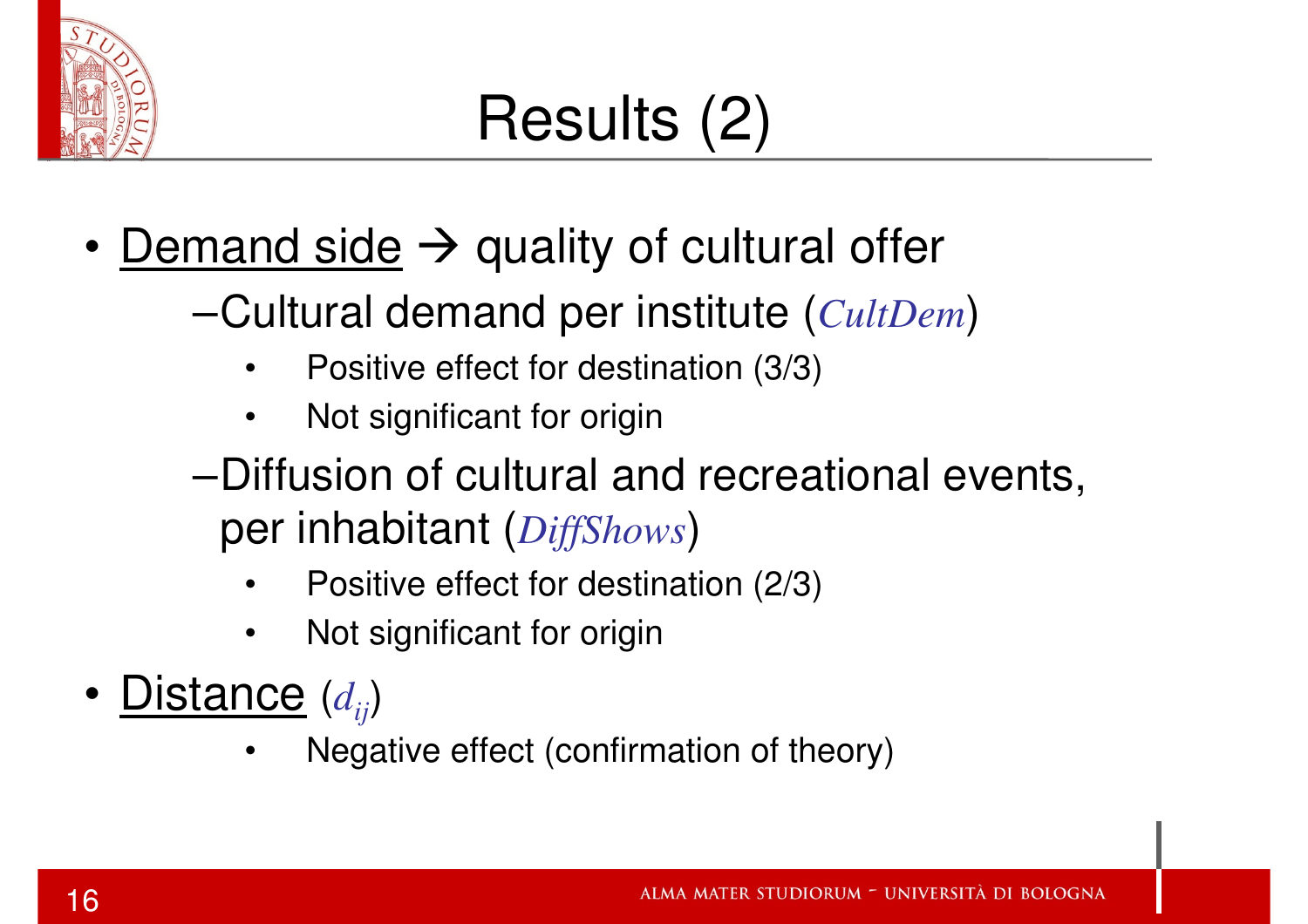# Results (2)

- Demand side → quality of cultural offer
  - Cultural demand per institute (*CultDem*)
    - Positive effect for destination (3/3)
    - Not significant for origin
  - Diffusion of cultural and recreational events, per inhabitant (*DiffShows*)
    - Positive effect for destination (2/3)
    - Not significant for origin
- Distance ($d_{ij}$)
  - Negative effect (confirmation of theory)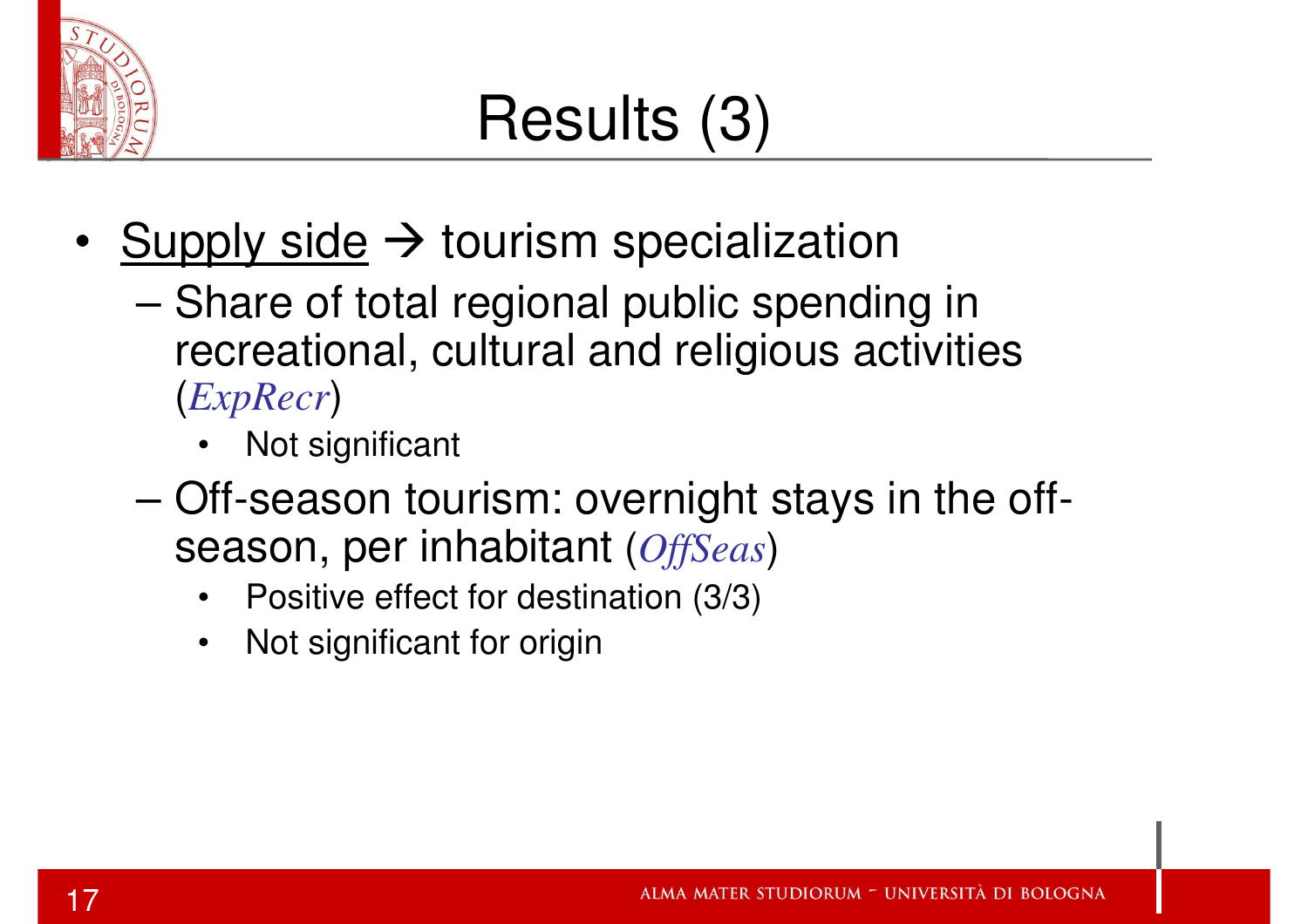# Results (3)

- <u>Supply side</u> → tourism specialization
  - Share of total regional public spending in recreational, cultural and religious activities (*ExpRecr*)
    - Not significant
  - Off-season tourism: overnight stays in the off-season, per inhabitant (*OffSeas*)
    - Positive effect for destination (3/3)
    - Not significant for origin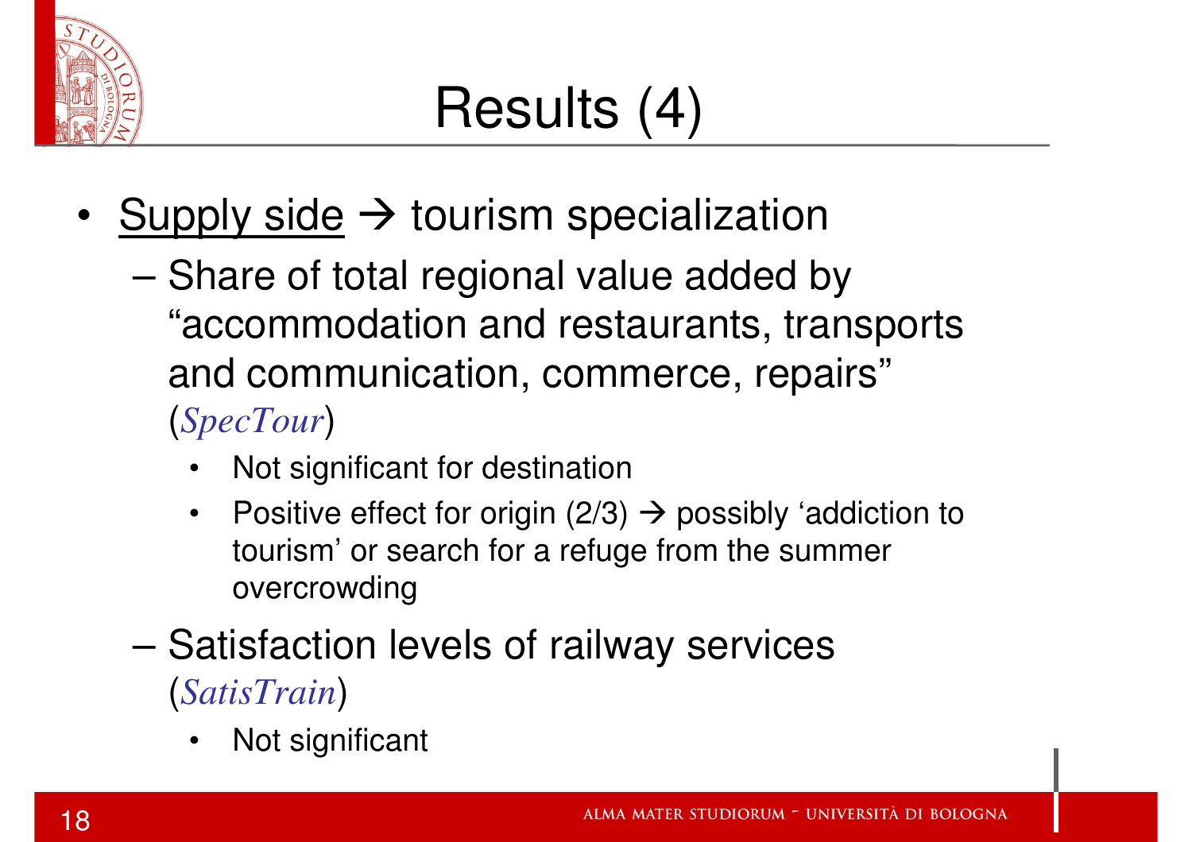# Results (4)

- Supply side → tourism specialization
  - Share of total regional value added by “accommodation and restaurants, transports and communication, commerce, repairs” (*SpecTour*)
    - Not significant for destination
    - Positive effect for origin (2/3) → possibly ‘addiction to tourism’ or search for a refuge from the summer overcrowding
  - Satisfaction levels of railway services (*SatisTrain*)
    - Not significant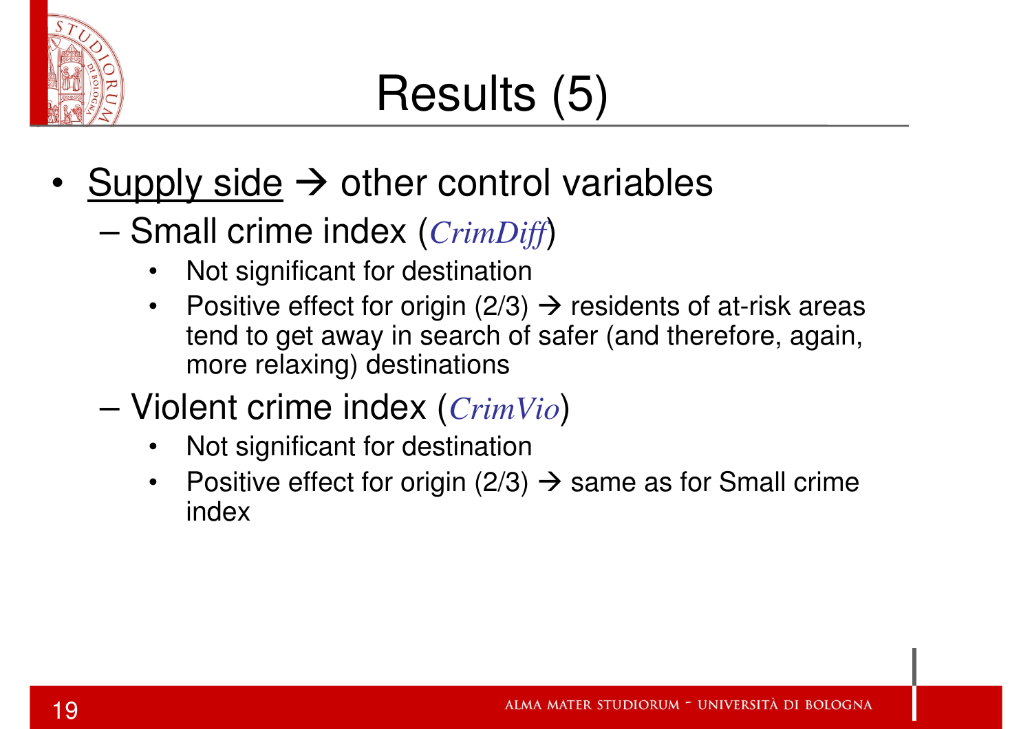# Results (5)

- <u>Supply side</u> → other control variables
  - Small crime index (*CrimDiff*)
    - Not significant for destination
    - Positive effect for origin (2/3) → residents of at-risk areas tend to get away in search of safer (and therefore, again, more relaxing) destinations
  - Violent crime index (*CrimVio*)
    - Not significant for destination
    - Positive effect for origin (2/3) → same as for Small crime index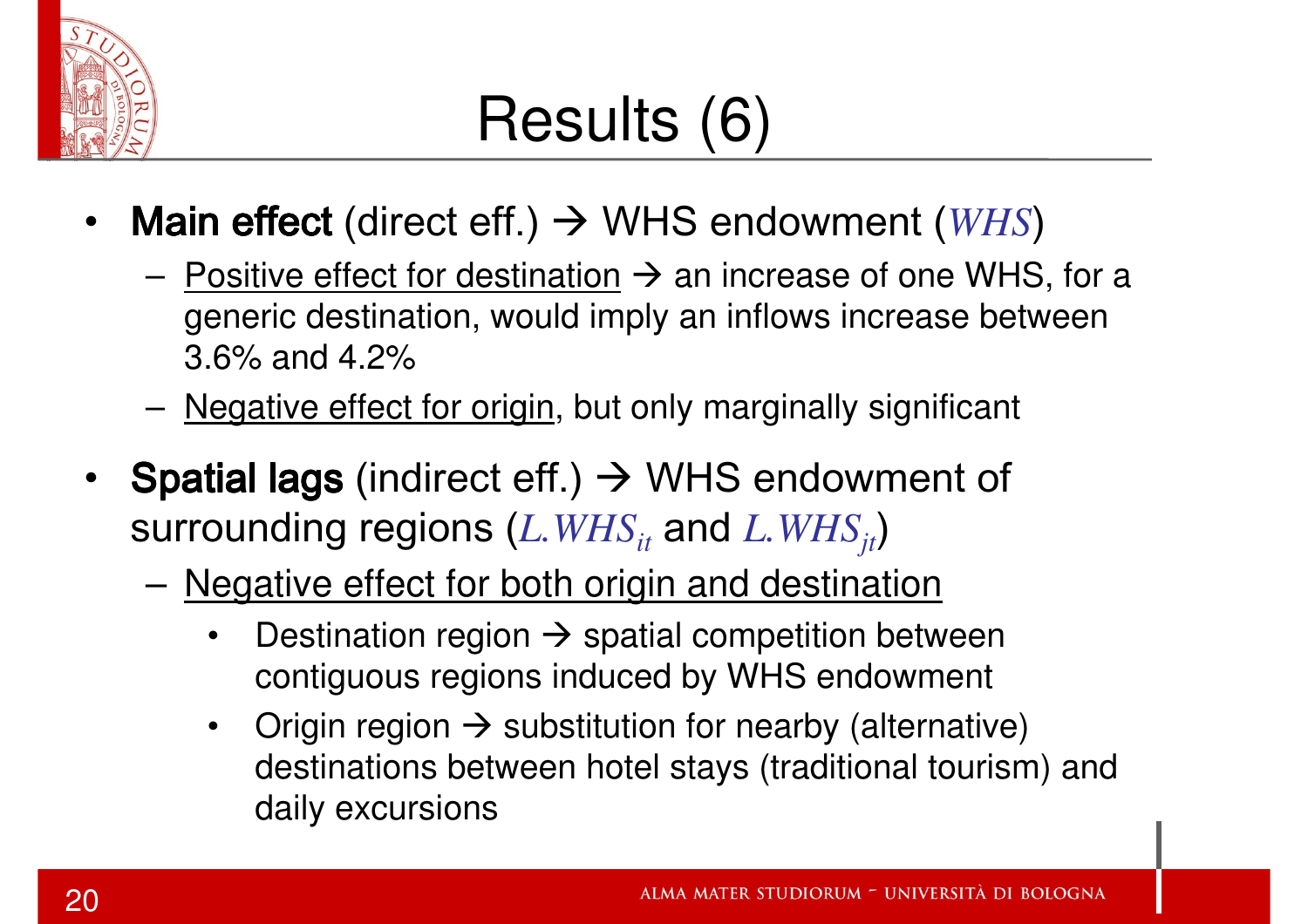# Results (6)

- **Main effect** (direct eff.) → WHS endowment ($WHS$)
  - Positive effect for destination → an increase of one WHS, for a generic destination, would imply an inflows increase between 3.6% and 4.2%
  - Negative effect for origin, but only marginally significant
- **Spatial lags** (indirect eff.) → WHS endowment of surrounding regions ($L.WHS_{it}$ and $L.WHS_{jt}$)
  - Negative effect for both origin and destination
    - Destination region → spatial competition between contiguous regions induced by WHS endowment
    - Origin region → substitution for nearby (alternative) destinations between hotel stays (traditional tourism) and daily excursions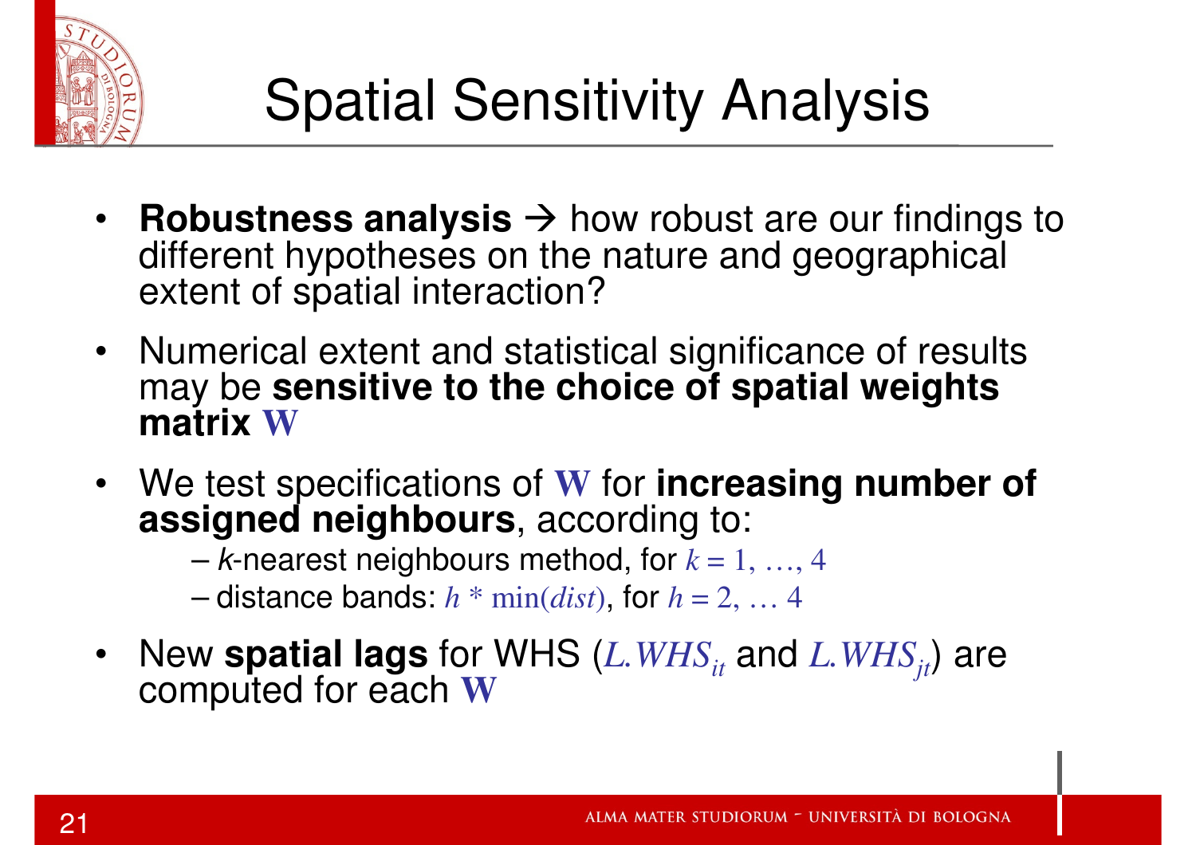# Spatial Sensitivity Analysis

- **Robustness analysis** → how robust are our findings to different hypotheses on the nature and geographical extent of spatial interaction?
- Numerical extent and statistical significance of results may be **sensitive to the choice of spatial weights matrix $\mathbf{W}$**
- We test specifications of $\mathbf{W}$ for **increasing number of assigned neighbours**, according to:
  - *k*-nearest neighbours method, for $k = 1, \ldots, 4$
  - distance bands: $h * \min(dist)$, for $h = 2, \ldots 4$
- New **spatial lags** for WHS ($L.WHS_{it}$ and $L.WHS_{jt}$) are computed for each $\mathbf{W}$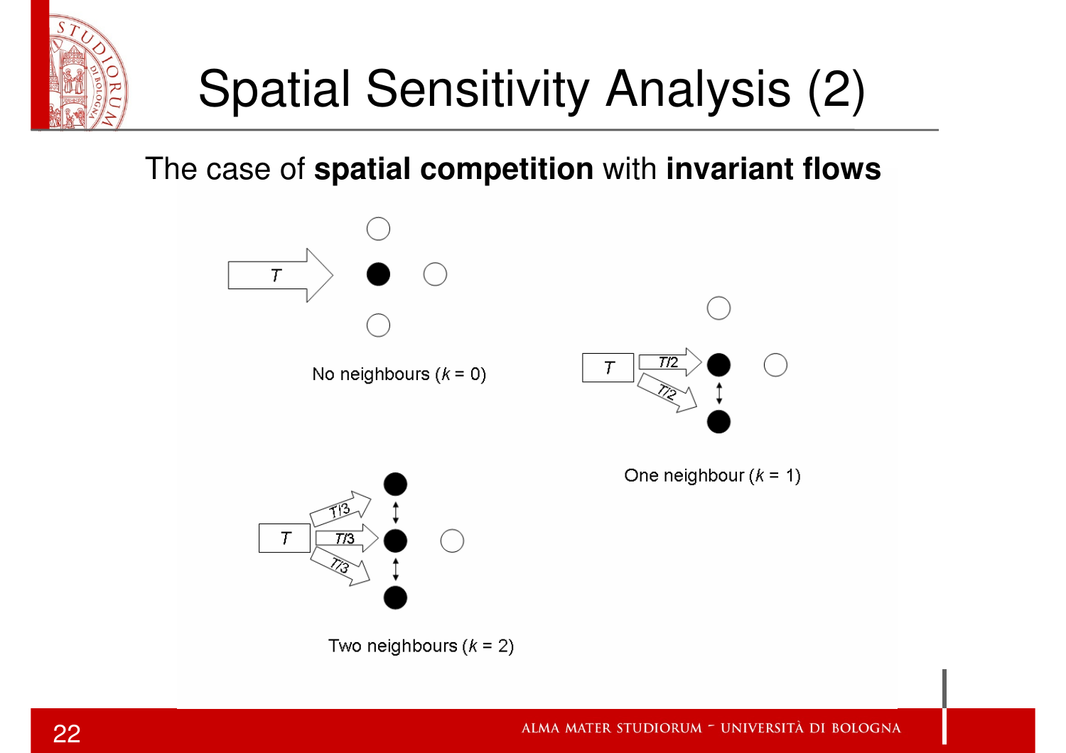# Spatial Sensitivity Analysis (2)

The case of **spatial competition** with **invariant flows**

$T$

No neighbours ($k$ = 0)

$T$ $T/2$ $T/2$

One neighbour ($k$ = 1)

$T$ $T/3$ $T/3$ $T/3$

Two neighbours ($k$ = 2)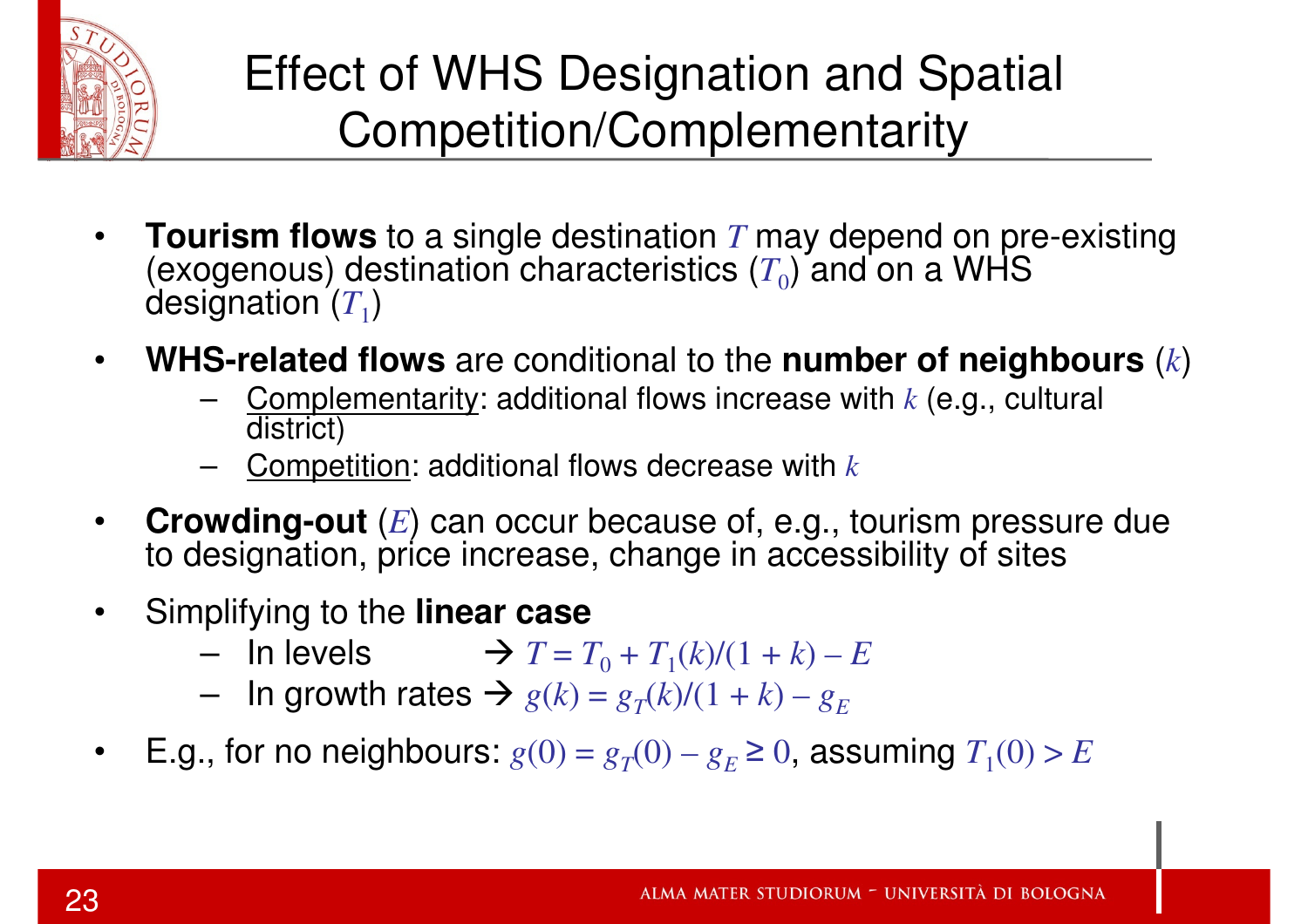# Effect of WHS Designation and Spatial Competition/Complementarity

- **Tourism flows** to a single destination $T$ may depend on pre-existing (exogenous) destination characteristics ($T_0$) and on a WHS designation ($T_1$)
- **WHS-related flows** are conditional to the **number of neighbours** ($k$)
  - Complementarity: additional flows increase with $k$ (e.g., cultural district)
  - Competition: additional flows decrease with $k$
- **Crowding-out** ($E$) can occur because of, e.g., tourism pressure due to designation, price increase, change in accessibility of sites
- Simplifying to the **linear case**
  - In levels → $T = T_0 + T_1(k)/(1 + k) - E$
  - In growth rates → $g(k) = g_T(k)/(1 + k) - g_E$
- E.g., for no neighbours: $g(0) = g_T(0) - g_E \geq 0$, assuming $T_1(0) > E$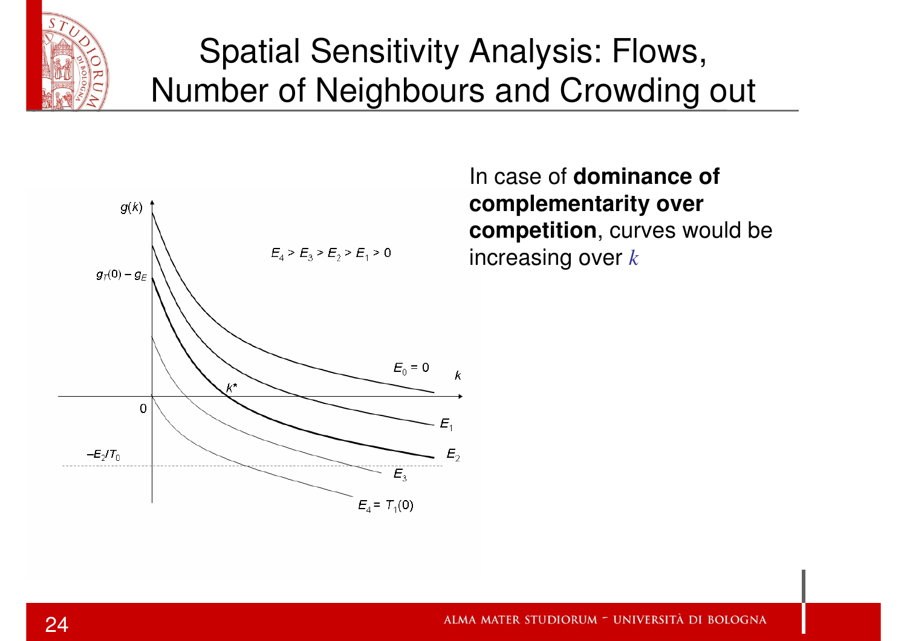# Spatial Sensitivity Analysis: Flows, Number of Neighbours and Crowding out

In case of **dominance of complementarity over competition**, curves would be increasing over $k$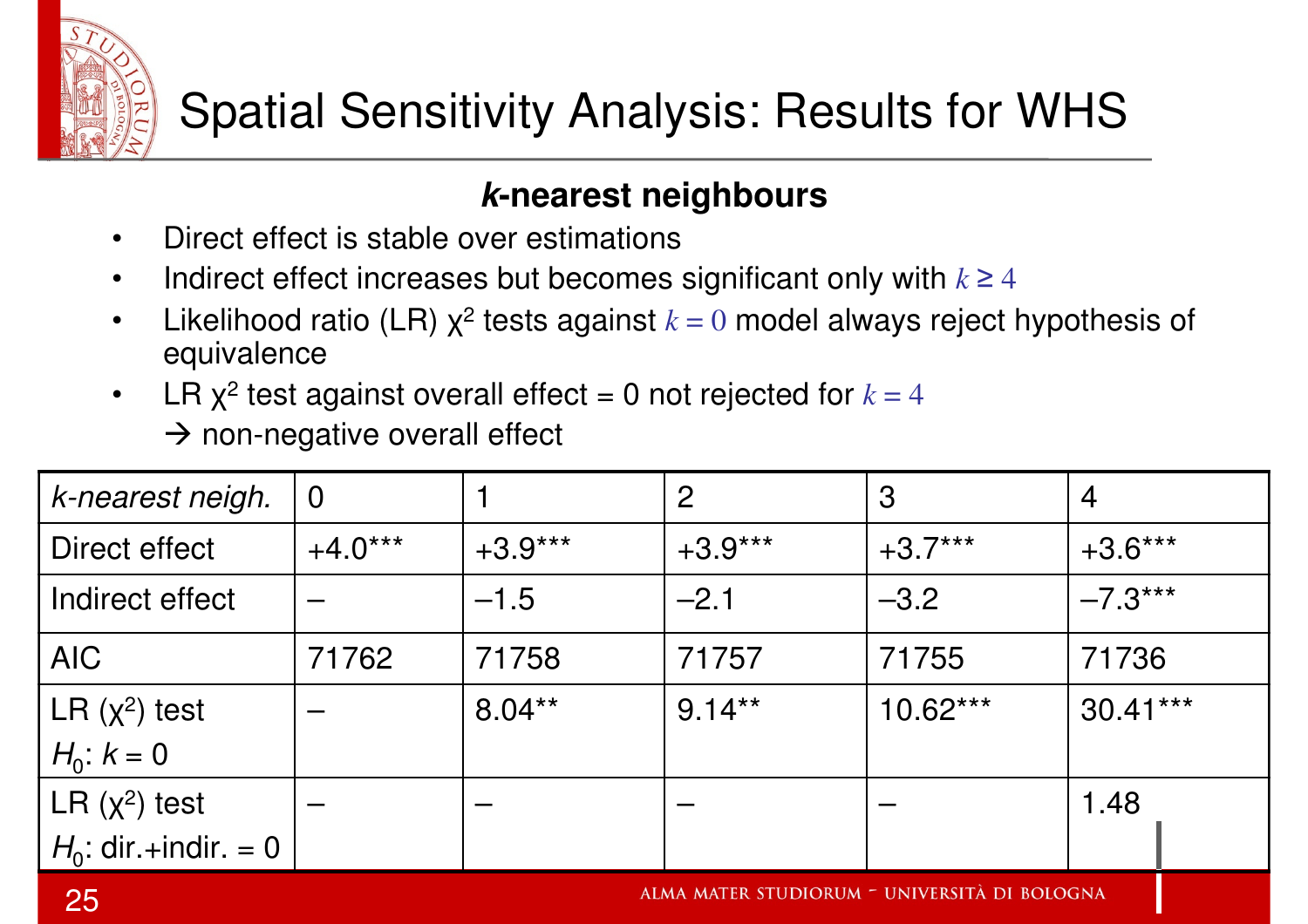# Spatial Sensitivity Analysis: Results for WHS

### *k*-nearest neighbours

- Direct effect is stable over estimations
- Indirect effect increases but becomes significant only with $k \geq 4$
- Likelihood ratio (LR) $\chi^2$ tests against $k = 0$ model always reject hypothesis of equivalence
- LR $\chi^2$ test against overall effect = 0 not rejected for $k = 4$
  → non-negative overall effect

| *k-nearest neigh.* | 0 | 1 | 2 | 3 | 4 |
|---|---|---|---|---|---|
| Direct effect | +4.0*** | +3.9*** | +3.9*** | +3.7*** | +3.6*** |
| Indirect effect | – | –1.5 | –2.1 | –3.2 | –7.3*** |
| AIC | 71762 | 71758 | 71757 | 71755 | 71736 |
| LR ($\chi^2$) test $H_0$: $k = 0$ | – | 8.04** | 9.14** | 10.62*** | 30.41*** |
| LR ($\chi^2$) test $H_0$: dir.+indir. = 0 | – | – | – | – | 1.48 |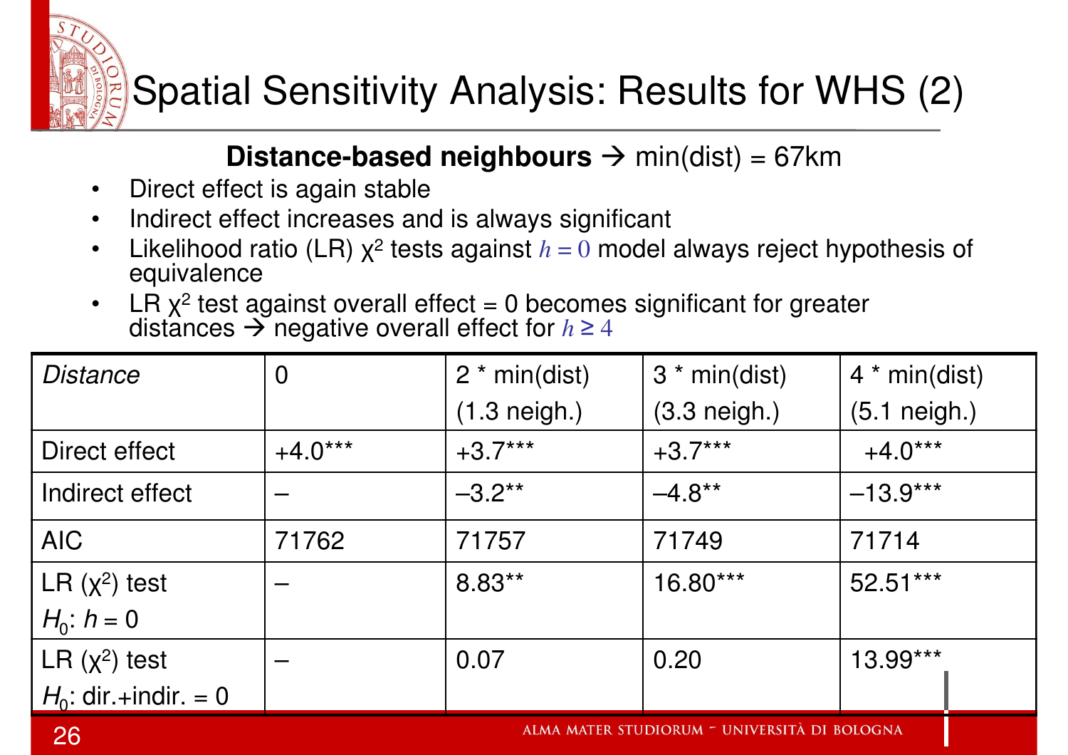# Spatial Sensitivity Analysis: Results for WHS (2)

**Distance-based neighbours** → min(dist) = 67km

- Direct effect is again stable
- Indirect effect increases and is always significant
- Likelihood ratio (LR) $\chi^2$ tests against $h = 0$ model always reject hypothesis of equivalence
- LR $\chi^2$ test against overall effect = 0 becomes significant for greater distances → negative overall effect for $h \geq 4$

| *Distance* | 0 | 2 * min(dist) (1.3 neigh.) | 3 * min(dist) (3.3 neigh.) | 4 * min(dist) (5.1 neigh.) |
|---|---|---|---|---|
| Direct effect | +4.0*** | +3.7*** | +3.7*** | +4.0*** |
| Indirect effect | – | –3.2** | –4.8** | –13.9*** |
| AIC | 71762 | 71757 | 71749 | 71714 |
| LR ($\chi^2$) test $H_0$: $h = 0$ | – | 8.83** | 16.80*** | 52.51*** |
| LR ($\chi^2$) test $H_0$: dir.+indir. = 0 | – | 0.07 | 0.20 | 13.99*** |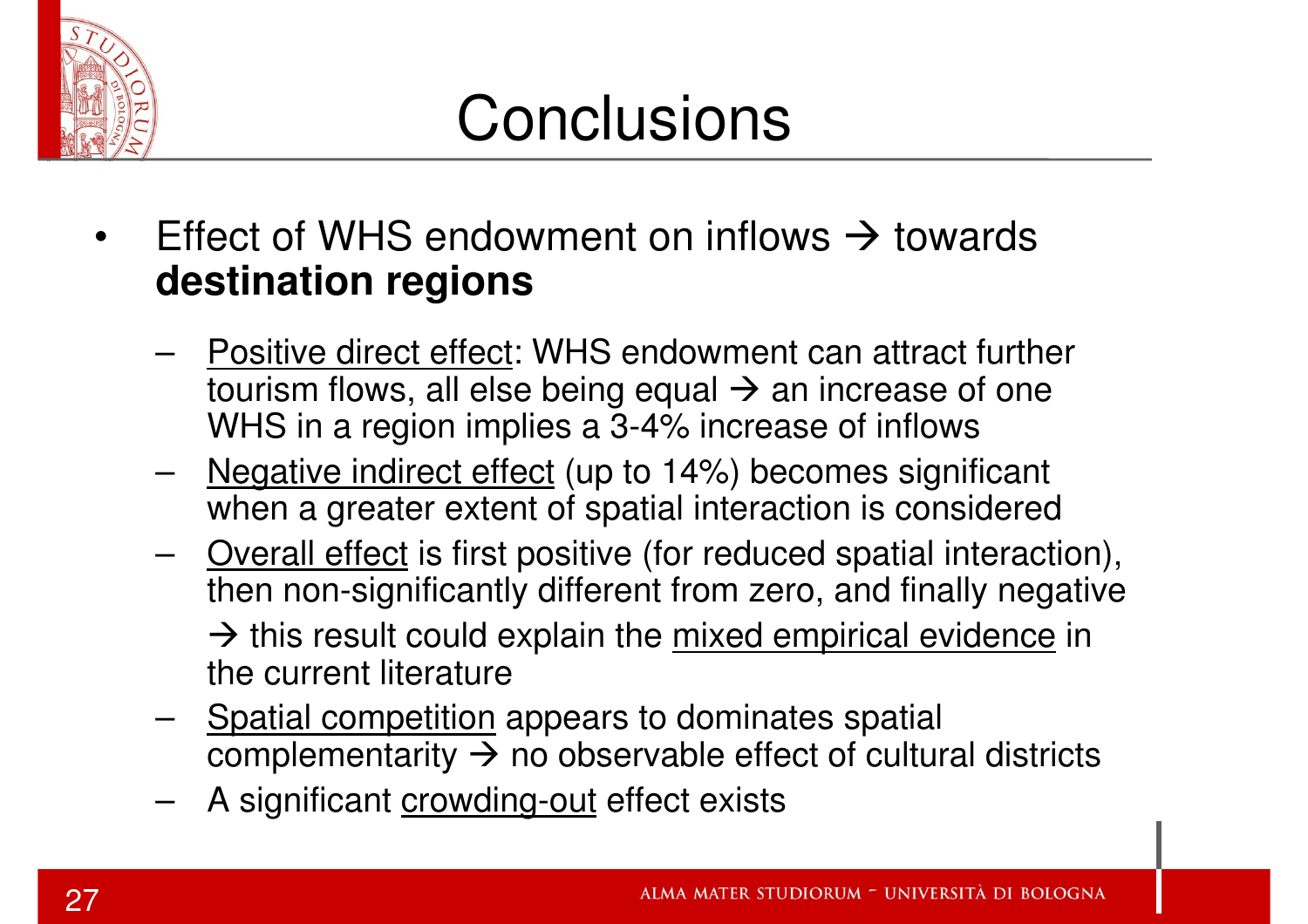# Conclusions

- Effect of WHS endowment on inflows → towards **destination regions**
  - Positive direct effect: WHS endowment can attract further tourism flows, all else being equal → an increase of one WHS in a region implies a 3-4% increase of inflows
  - Negative indirect effect (up to 14%) becomes significant when a greater extent of spatial interaction is considered
  - Overall effect is first positive (for reduced spatial interaction), then non-significantly different from zero, and finally negative

    → this result could explain the mixed empirical evidence in the current literature
  - Spatial competition appears to dominates spatial complementarity → no observable effect of cultural districts
  - A significant crowding-out effect exists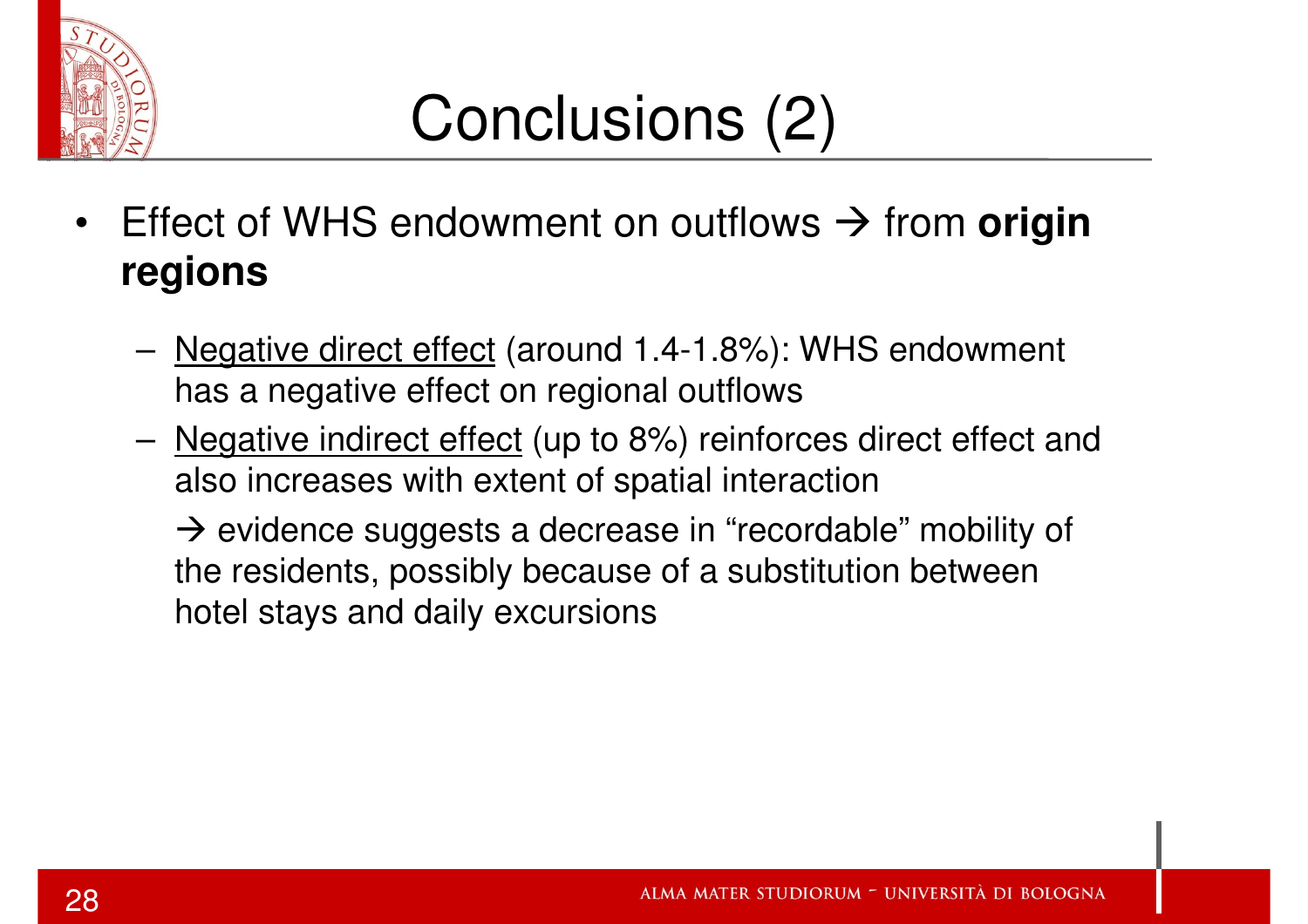# Conclusions (2)

- Effect of WHS endowment on outflows → from **origin regions**
  - <u>Negative direct effect</u> (around 1.4-1.8%): WHS endowment has a negative effect on regional outflows
  - <u>Negative indirect effect</u> (up to 8%) reinforces direct effect and also increases with extent of spatial interaction

    → evidence suggests a decrease in "recordable" mobility of the residents, possibly because of a substitution between hotel stays and daily excursions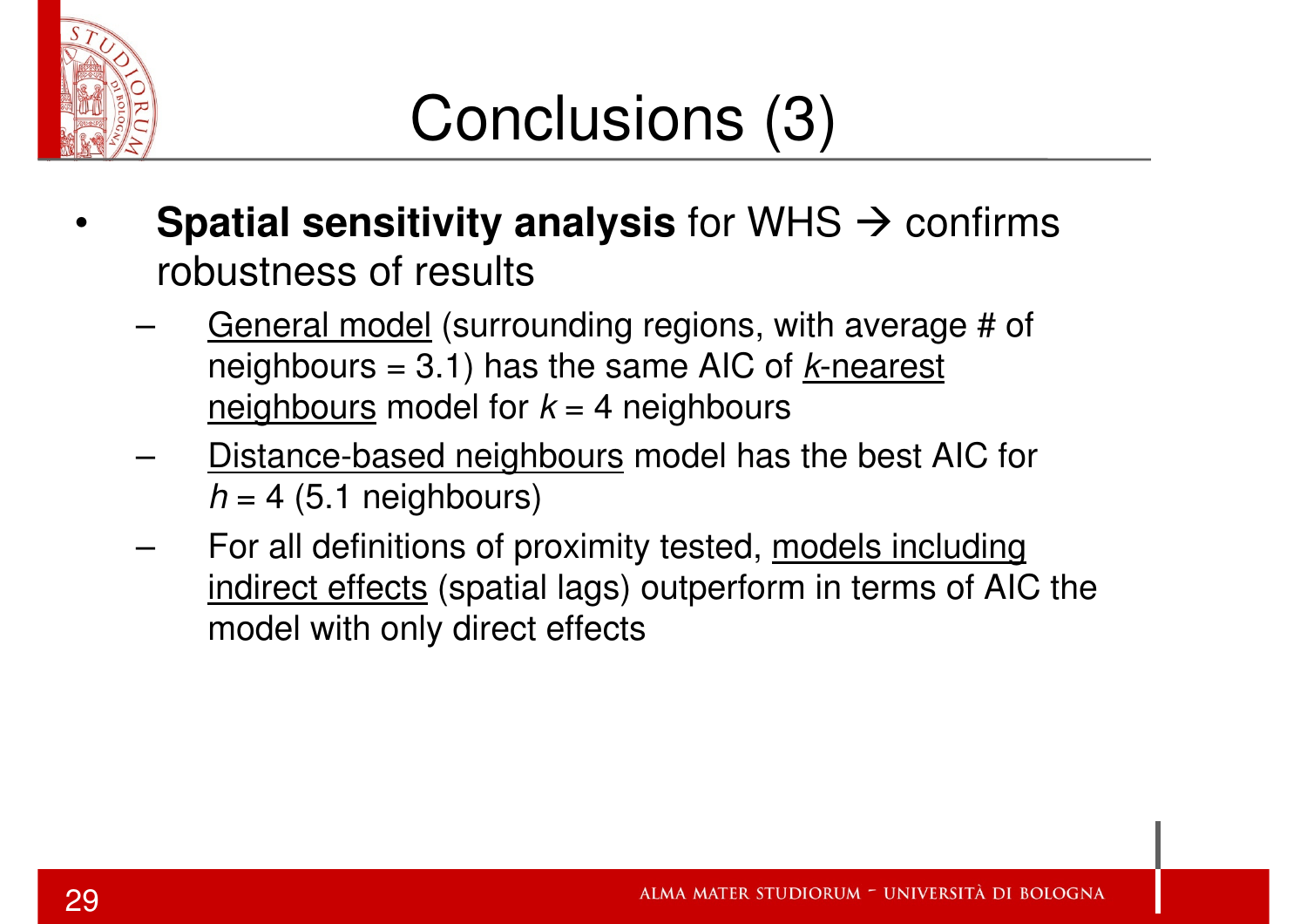# Conclusions (3)

- **Spatial sensitivity analysis** for WHS → confirms robustness of results
  - General model (surrounding regions, with average # of neighbours = 3.1) has the same AIC of *k*-nearest neighbours model for $k = 4$ neighbours
  - Distance-based neighbours model has the best AIC for $h = 4$ (5.1 neighbours)
  - For all definitions of proximity tested, models including indirect effects (spatial lags) outperform in terms of AIC the model with only direct effects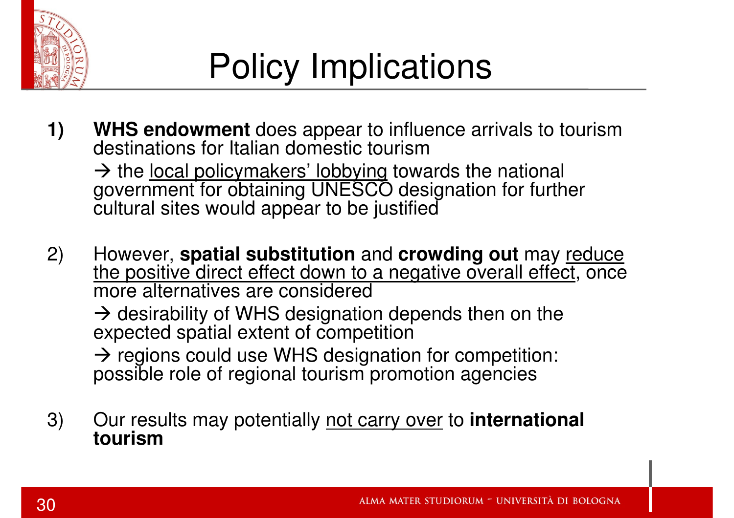# Policy Implications

1) **WHS endowment** does appear to influence arrivals to tourism destinations for Italian domestic tourism

   → the local policymakers' lobbying towards the national government for obtaining UNESCO designation for further cultural sites would appear to be justified

2) However, **spatial substitution** and **crowding out** may reduce the positive direct effect down to a negative overall effect, once more alternatives are considered

   → desirability of WHS designation depends then on the expected spatial extent of competition

   → regions could use WHS designation for competition: possible role of regional tourism promotion agencies

3) Our results may potentially not carry over to **international tourism**